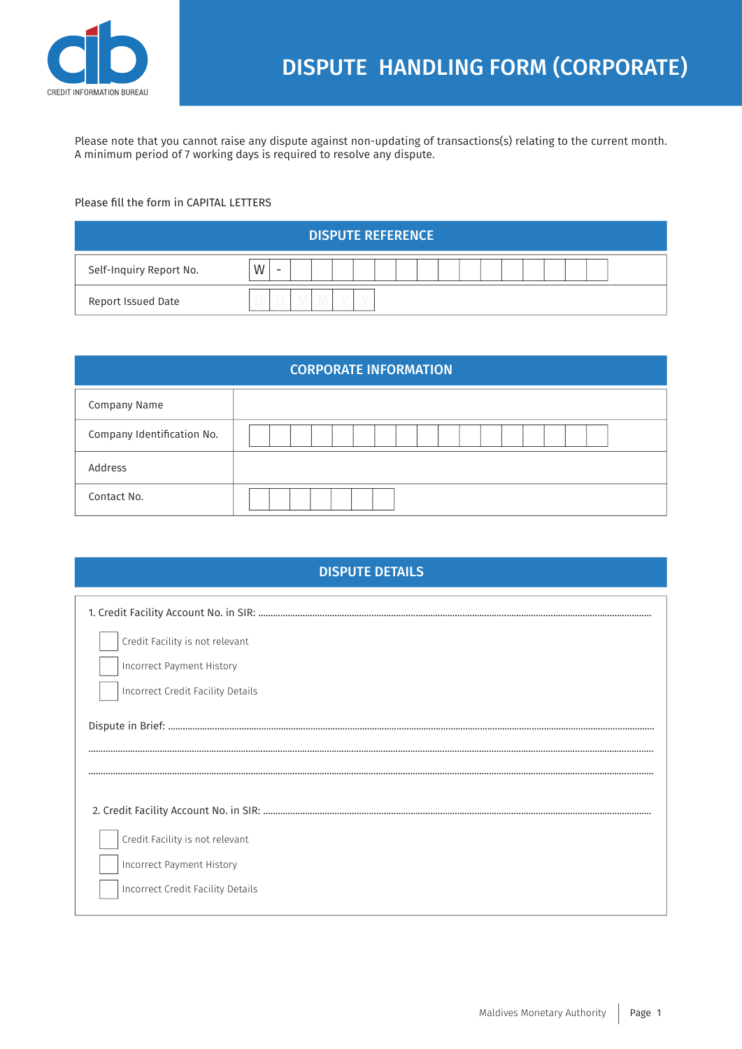CREDIT INFORMATION BUREAU

# DISPUTE HANDLING FORM (CORPORATE)

Please note that you cannot raise any dispute against non-updating of transactions(s) relating to the current month.
A minimum period of 7 working days is required to resolve any dispute.

Please fill the form in CAPITAL LETTERS

## DISPUTE REFERENCE

| | |
|---|---|
| Self-Inquiry Report No. | W - |
| Report Issued Date | D D M M Y Y |

## CORPORATE INFORMATION

| | |
|---|---|
| Company Name | |
| Company Identification No. | |
| Address | |
| Contact No. | |

## DISPUTE DETAILS

1. Credit Facility Account No. in SIR: ...........................................................................

☐ Credit Facility is not relevant

☐ Incorrect Payment History

☐ Incorrect Credit Facility Details

Dispute in Brief: ...........................................................................

...........................................................................

...........................................................................

2. Credit Facility Account No. in SIR: ...........................................................................

☐ Credit Facility is not relevant

☐ Incorrect Payment History

☐ Incorrect Credit Facility Details

Maldives Monetary Authority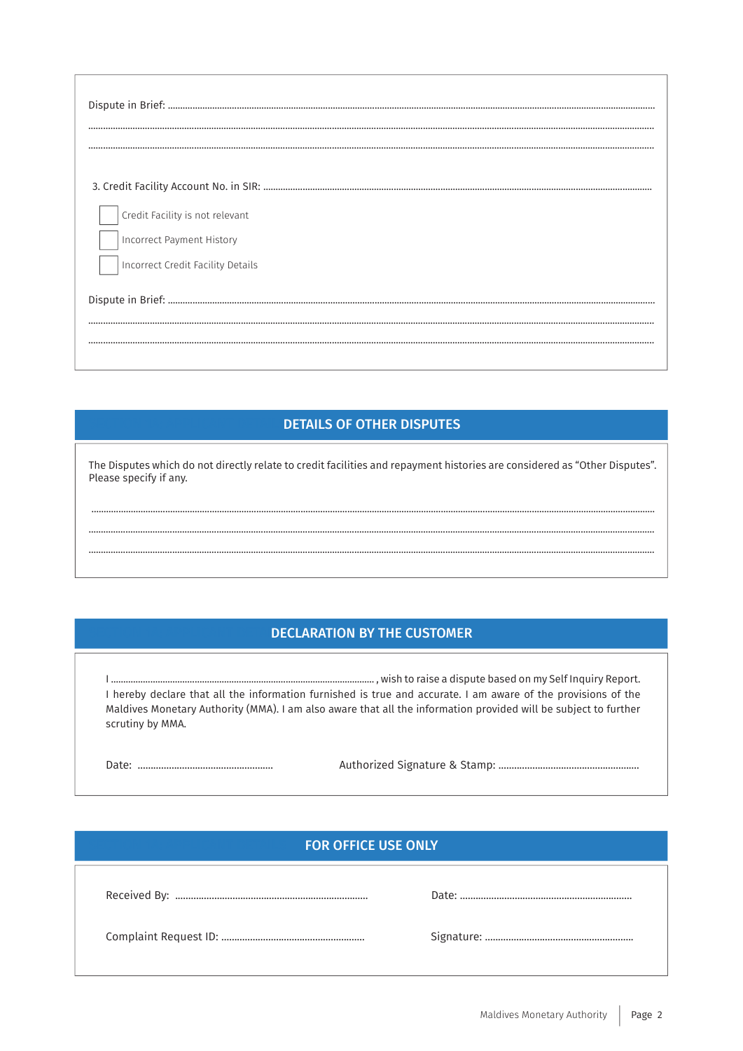Dispute in Brief: ..............................................................................................................................................................

..............................................................................................................................................................

..............................................................................................................................................................

3. Credit Facility Account No. in SIR: ..............................................................................................................................

- [ ] Credit Facility is not relevant
- [ ] Incorrect Payment History
- [ ] Incorrect Credit Facility Details

Dispute in Brief: ..............................................................................................................................................................

..............................................................................................................................................................

..............................................................................................................................................................

## DETAILS OF OTHER DISPUTES

The Disputes which do not directly relate to credit facilities and repayment histories are considered as "Other Disputes". Please specify if any.

..............................................................................................................................................................

..............................................................................................................................................................

..............................................................................................................................................................

## DECLARATION BY THE CUSTOMER

I .................................................................................................................. , wish to raise a dispute based on my Self Inquiry Report. I hereby declare that all the information furnished is true and accurate. I am aware of the provisions of the Maldives Monetary Authority (MMA). I am also aware that all the information provided will be subject to further scrutiny by MMA.

Date: ....................................................... Authorized Signature & Stamp: .......................................................

## FOR OFFICE USE ONLY

Received By: ........................................................................ Date: ..................................................................

Complaint Request ID: ....................................................... Signature: .........................................................